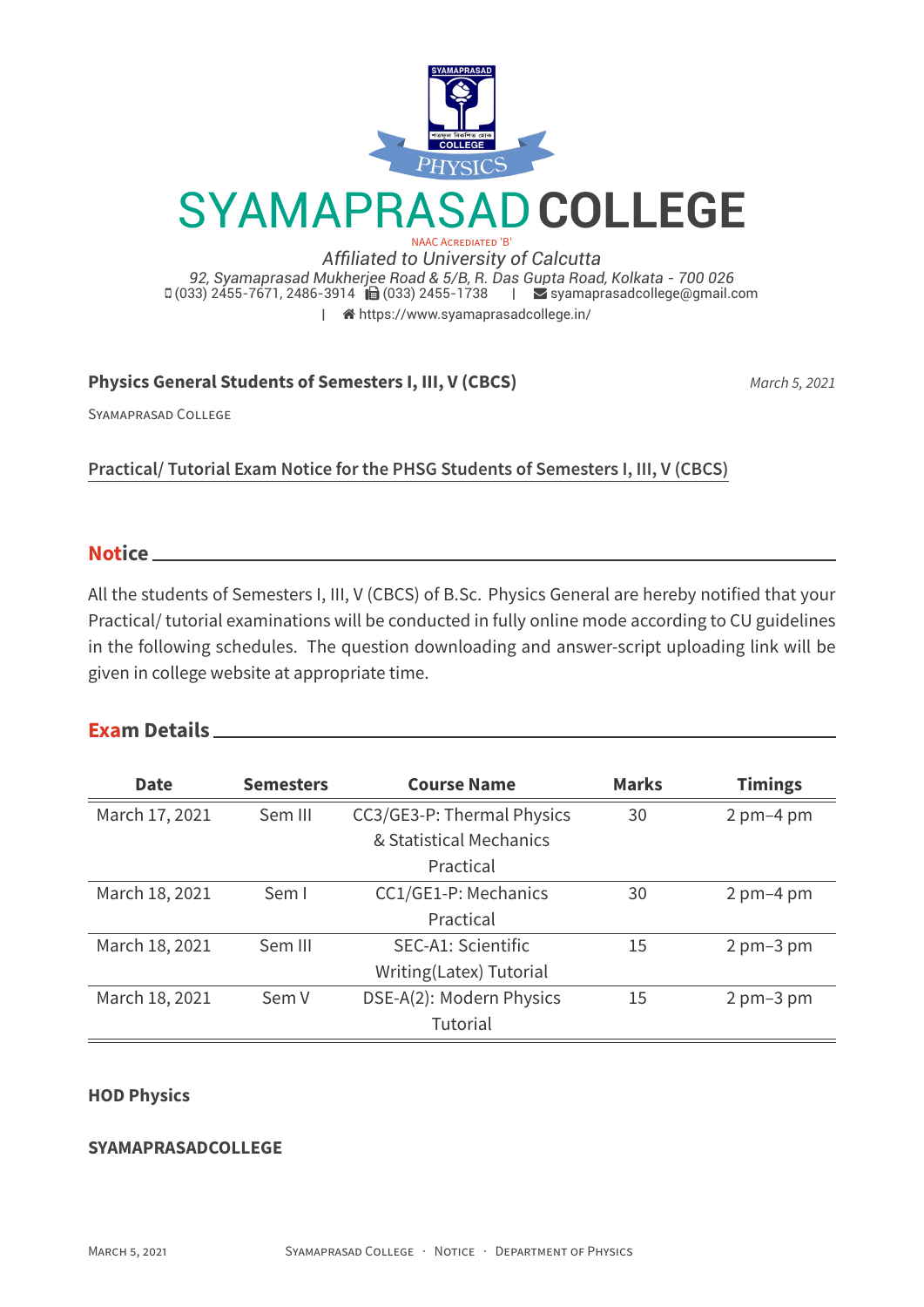# SYAMAPRASAD COLLEGE

NAAC Accrediated 'B'

*Affiliated to University of Calcutta*

*92, Syamaprasad Mukherjee Road & 5/B, R. Das Gupta Road, Kolkata - 700 026*

(033) 2455-7671, 2486-3914 | (033) 2455-1738 | syamaprasadcollege@gmail.com | https://www.syamaprasadcollege.in/

**Physics General Students of Semesters I, III, V (CBCS)** *March 5, 2021*

Syamaprasad College

Practical/ Tutorial Exam Notice for the PHSG Students of Semesters I, III, V (CBCS)

## Notice

All the students of Semesters I, III, V (CBCS) of B.Sc. Physics General are hereby notified that your Practical/ tutorial examinations will be conducted in fully online mode according to CU guidelines in the following schedules. The question downloading and answer-script uploading link will be given in college website at appropriate time.

## Exam Details

| Date | Semesters | Course Name | Marks | Timings |
|---|---|---|---|---|
| March 17, 2021 | Sem III | CC3/GE3-P: Thermal Physics & Statistical Mechanics Practical | 30 | 2 pm–4 pm |
| March 18, 2021 | Sem I | CC1/GE1-P: Mechanics Practical | 30 | 2 pm–4 pm |
| March 18, 2021 | Sem III | SEC-A1: Scientific Writing(Latex) Tutorial | 15 | 2 pm–3 pm |
| March 18, 2021 | Sem V | DSE-A(2): Modern Physics Tutorial | 15 | 2 pm–3 pm |

**HOD Physics**

**SYAMAPRASADCOLLEGE**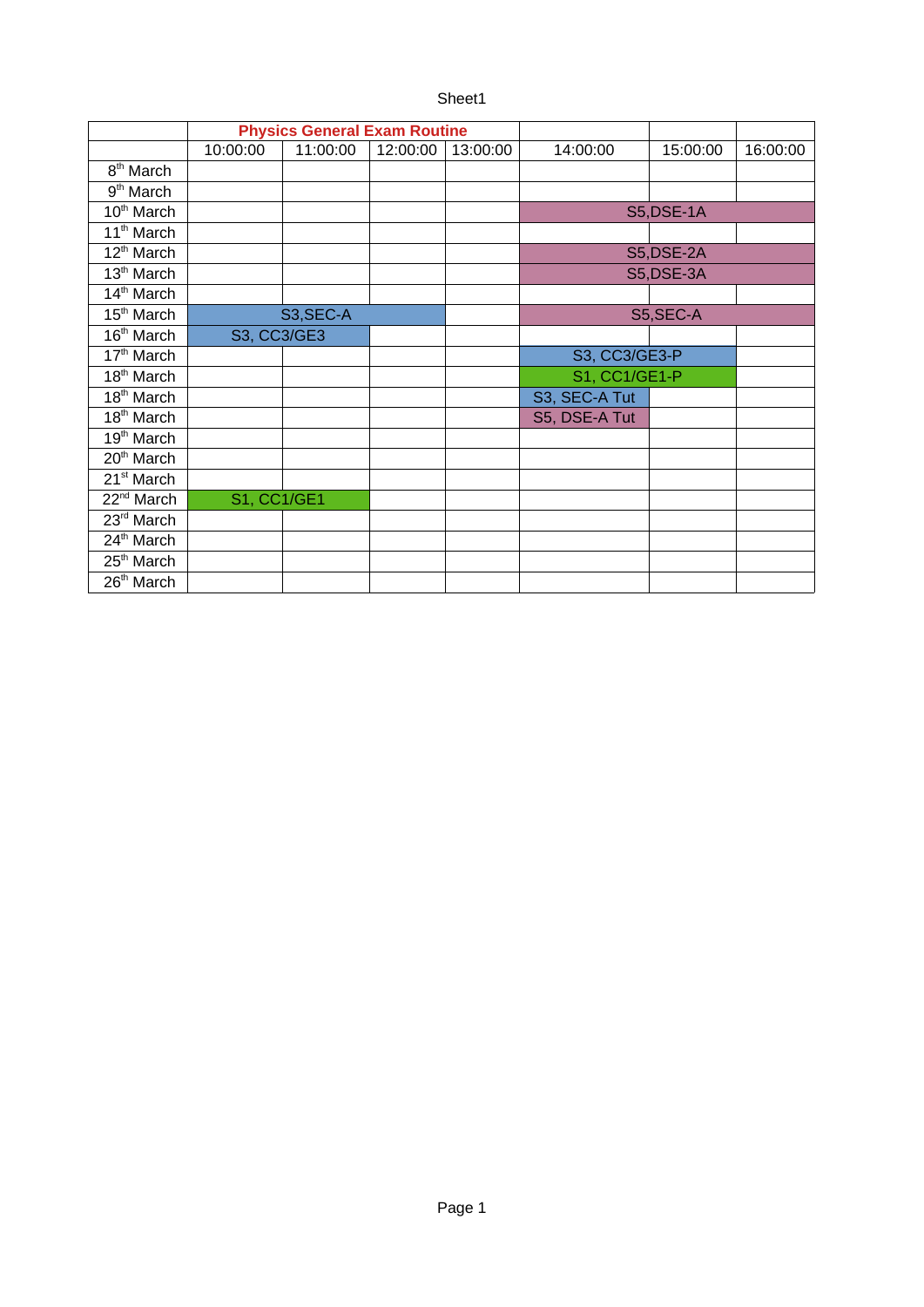| | Physics General Exam Routine | | | | | | |
|---|---|---|---|---|---|---|---|
| | 10:00:00 | 11:00:00 | 12:00:00 | 13:00:00 | 14:00:00 | 15:00:00 | 16:00:00 |
| 8th March | | | | | | | |
| 9th March | | | | | | | |
| 10th March | | | | | S5,DSE-1A | | |
| 11th March | | | | | | | |
| 12th March | | | | | S5,DSE-2A | | |
| 13th March | | | | | S5,DSE-3A | | |
| 14th March | | | | | | | |
| 15th March | S3,SEC-A | | | | S5,SEC-A | | |
| 16th March | S3, CC3/GE3 | | | | | | |
| 17th March | | | | | S3, CC3/GE3-P | | |
| 18th March | | | | | S1, CC1/GE1-P | | |
| 18th March | | | | | S3, SEC-A Tut | | |
| 18th March | | | | | S5, DSE-A Tut | | |
| 19th March | | | | | | | |
| 20th March | | | | | | | |
| 21st March | | | | | | | |
| 22nd March | S1, CC1/GE1 | | | | | | |
| 23rd March | | | | | | | |
| 24th March | | | | | | | |
| 25th March | | | | | | | |
| 26th March | | | | | | | |